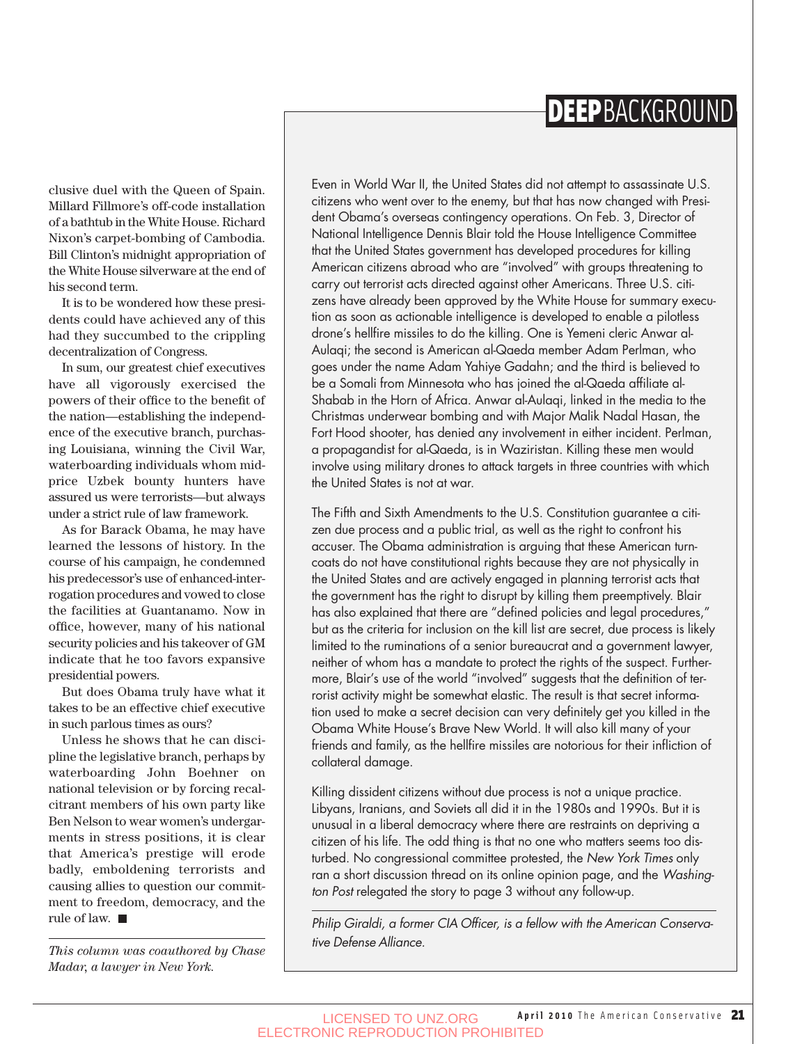clusive duel with the Queen of Spain. Millard Fillmore's off-code installation of a bathtub in the White House. Richard Nixon's carpet-bombing of Cambodia. Bill Clinton's midnight appropriation of the White House silverware at the end of his second term.

It is to be wondered how these presidents could have achieved any of this had they succumbed to the crippling decentralization of Congress.

In sum, our greatest chief executives have all vigorously exercised the powers of their office to the benefit of the nation—establishing the independence of the executive branch, purchasing Louisiana, winning the Civil War, waterboarding individuals whom mid-price Uzbek bounty hunters have assured us were terrorists—but always under a strict rule of law framework.

As for Barack Obama, he may have learned the lessons of history. In the course of his campaign, he condemned his predecessor's use of enhanced-interrogation procedures and vowed to close the facilities at Guantanamo. Now in office, however, many of his national security policies and his takeover of GM indicate that he too favors expansive presidential powers.

But does Obama truly have what it takes to be an effective chief executive in such parlous times as ours?

Unless he shows that he can discipline the legislative branch, perhaps by waterboarding John Boehner on national television or by forcing recalcitrant members of his own party like Ben Nelson to wear women's undergarments in stress positions, it is clear that America's prestige will erode badly, emboldening terrorists and causing allies to question our commitment to freedom, democracy, and the rule of law. ■

*This column was coauthored by Chase Madar, a lawyer in New York.*

# DEEP BACKGROUND

Even in World War II, the United States did not attempt to assassinate U.S. citizens who went over to the enemy, but that has now changed with President Obama's overseas contingency operations. On Feb. 3, Director of National Intelligence Dennis Blair told the House Intelligence Committee that the United States government has developed procedures for killing American citizens abroad who are "involved" with groups threatening to carry out terrorist acts directed against other Americans. Three U.S. citizens have already been approved by the White House for summary execution as soon as actionable intelligence is developed to enable a pilotless drone's hellfire missiles to do the killing. One is Yemeni cleric Anwar al-Aulaqi; the second is American al-Qaeda member Adam Perlman, who goes under the name Adam Yahiye Gadahn; and the third is believed to be a Somali from Minnesota who has joined the al-Qaeda affiliate al-Shabab in the Horn of Africa. Anwar al-Aulaqi, linked in the media to the Christmas underwear bombing and with Major Malik Nadal Hasan, the Fort Hood shooter, has denied any involvement in either incident. Perlman, a propagandist for al-Qaeda, is in Waziristan. Killing these men would involve using military drones to attack targets in three countries with which the United States is not at war.

The Fifth and Sixth Amendments to the U.S. Constitution guarantee a citizen due process and a public trial, as well as the right to confront his accuser. The Obama administration is arguing that these American turncoats do not have constitutional rights because they are not physically in the United States and are actively engaged in planning terrorist acts that the government has the right to disrupt by killing them preemptively. Blair has also explained that there are "defined policies and legal procedures," but as the criteria for inclusion on the kill list are secret, due process is likely limited to the ruminations of a senior bureaucrat and a government lawyer, neither of whom has a mandate to protect the rights of the suspect. Furthermore, Blair's use of the world "involved" suggests that the definition of terrorist activity might be somewhat elastic. The result is that secret information used to make a secret decision can very definitely get you killed in the Obama White House's Brave New World. It will also kill many of your friends and family, as the hellfire missiles are notorious for their infliction of collateral damage.

Killing dissident citizens without due process is not a unique practice. Libyans, Iranians, and Soviets all did it in the 1980s and 1990s. But it is unusual in a liberal democracy where there are restraints on depriving a citizen of his life. The odd thing is that no one who matters seems too disturbed. No congressional committee protested, the *New York Times* only ran a short discussion thread on its online opinion page, and the *Washington Post* relegated the story to page 3 without any follow-up.

*Philip Giraldi, a former CIA Officer, is a fellow with the American Conservative Defense Alliance.*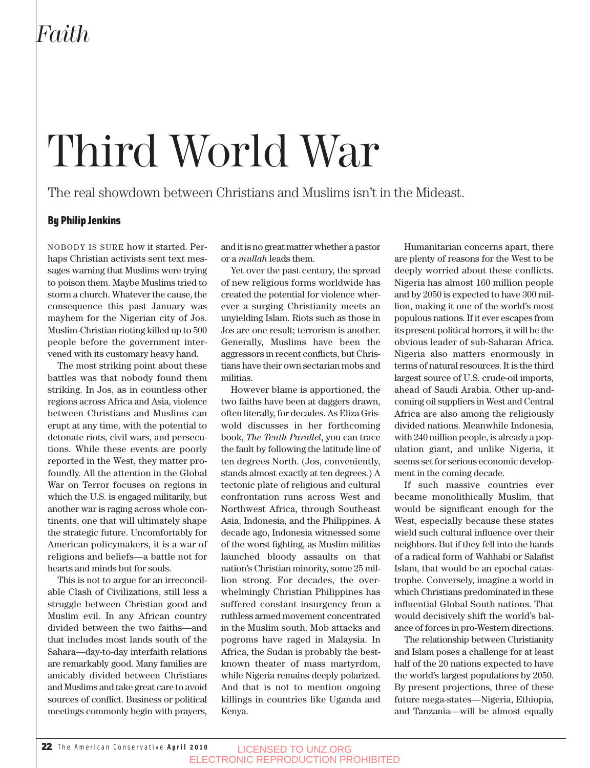*Faith*

# Third World War

The real showdown between Christians and Muslims isn't in the Mideast.

**By Philip Jenkins**

NOBODY IS SURE how it started. Perhaps Christian activists sent text messages warning that Muslims were trying to poison them. Maybe Muslims tried to storm a church. Whatever the cause, the consequence this past January was mayhem for the Nigerian city of Jos. Muslim-Christian rioting killed up to 500 people before the government intervened with its customary heavy hand.

The most striking point about these battles was that nobody found them striking. In Jos, as in countless other regions across Africa and Asia, violence between Christians and Muslims can erupt at any time, with the potential to detonate riots, civil wars, and persecutions. While these events are poorly reported in the West, they matter profoundly. All the attention in the Global War on Terror focuses on regions in which the U.S. is engaged militarily, but another war is raging across whole continents, one that will ultimately shape the strategic future. Uncomfortably for American policymakers, it is a war of religions and beliefs—a battle not for hearts and minds but for souls.

This is not to argue for an irreconcilable Clash of Civilizations, still less a struggle between Christian good and Muslim evil. In any African country divided between the two faiths—and that includes most lands south of the Sahara—day-to-day interfaith relations are remarkably good. Many families are amicably divided between Christians and Muslims and take great care to avoid sources of conflict. Business or political meetings commonly begin with prayers, and it is no great matter whether a pastor or a *mullah* leads them.

Yet over the past century, the spread of new religious forms worldwide has created the potential for violence wherever a surging Christianity meets an unyielding Islam. Riots such as those in Jos are one result; terrorism is another. Generally, Muslims have been the aggressors in recent conflicts, but Christians have their own sectarian mobs and militias.

However blame is apportioned, the two faiths have been at daggers drawn, often literally, for decades. As Eliza Griswold discusses in her forthcoming book, *The Tenth Parallel*, you can trace the fault by following the latitude line of ten degrees North. (Jos, conveniently, stands almost exactly at ten degrees.) A tectonic plate of religious and cultural confrontation runs across West and Northwest Africa, through Southeast Asia, Indonesia, and the Philippines. A decade ago, Indonesia witnessed some of the worst fighting, as Muslim militias launched bloody assaults on that nation's Christian minority, some 25 million strong. For decades, the overwhelmingly Christian Philippines has suffered constant insurgency from a ruthless armed movement concentrated in the Muslim south. Mob attacks and pogroms have raged in Malaysia. In Africa, the Sudan is probably the best-known theater of mass martyrdom, while Nigeria remains deeply polarized. And that is not to mention ongoing killings in countries like Uganda and Kenya.

Humanitarian concerns apart, there are plenty of reasons for the West to be deeply worried about these conflicts. Nigeria has almost 160 million people and by 2050 is expected to have 300 million, making it one of the world's most populous nations. If it ever escapes from its present political horrors, it will be the obvious leader of sub-Saharan Africa. Nigeria also matters enormously in terms of natural resources. It is the third largest source of U.S. crude-oil imports, ahead of Saudi Arabia. Other up-and-coming oil suppliers in West and Central Africa are also among the religiously divided nations. Meanwhile Indonesia, with 240 million people, is already a population giant, and unlike Nigeria, it seems set for serious economic development in the coming decade.

If such massive countries ever became monolithically Muslim, that would be significant enough for the West, especially because these states wield such cultural influence over their neighbors. But if they fell into the hands of a radical form of Wahhabi or Salafist Islam, that would be an epochal catastrophe. Conversely, imagine a world in which Christians predominated in these influential Global South nations. That would decisively shift the world's balance of forces in pro-Western directions.

The relationship between Christianity and Islam poses a challenge for at least half of the 20 nations expected to have the world's largest populations by 2050. By present projections, three of these future mega-states—Nigeria, Ethiopia, and Tanzania—will be almost equally